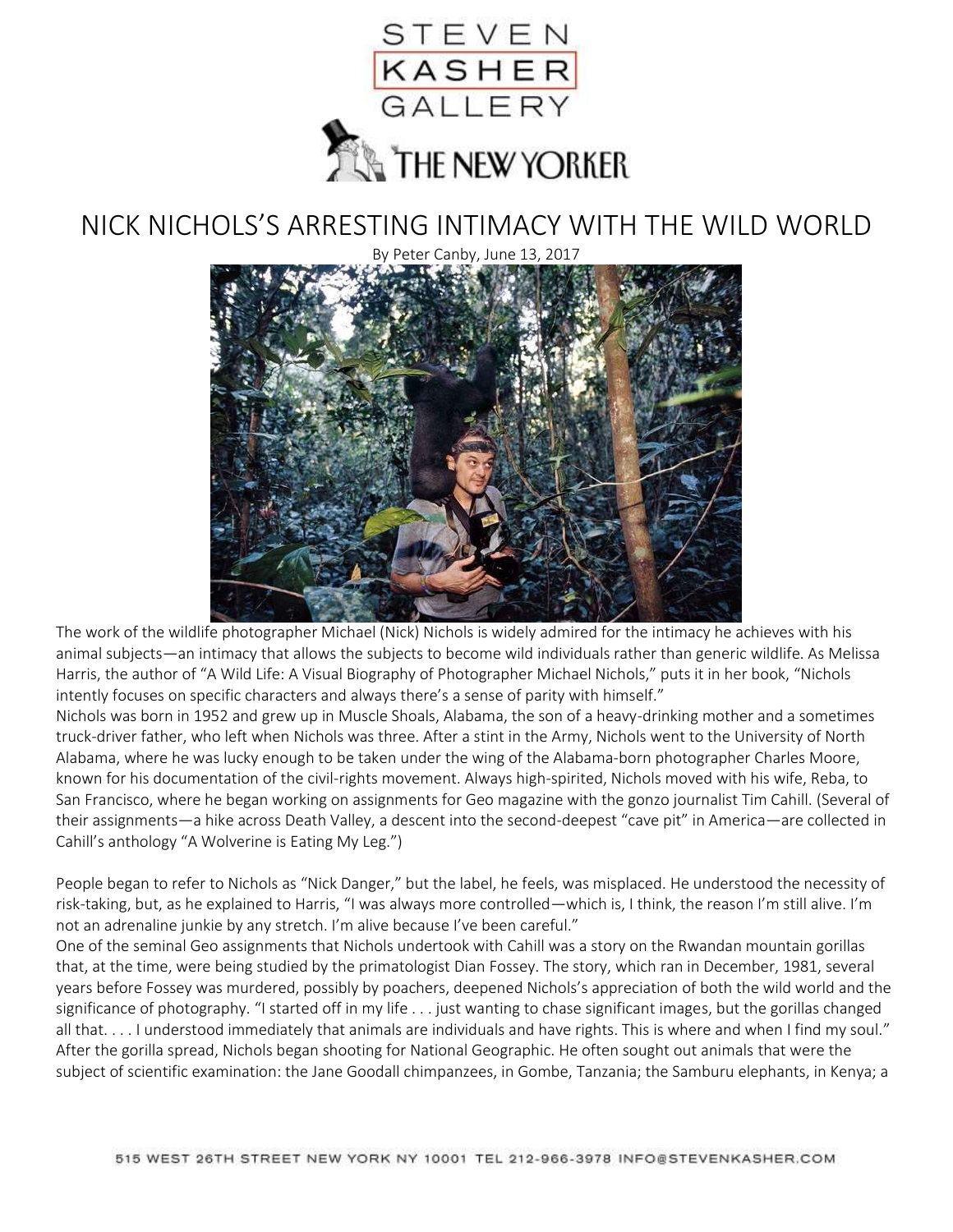STEVEN KASHER GALLERY

THE NEW YORKER

# NICK NICHOLS'S ARRESTING INTIMACY WITH THE WILD WORLD

By Peter Canby, June 13, 2017

The work of the wildlife photographer Michael (Nick) Nichols is widely admired for the intimacy he achieves with his animal subjects—an intimacy that allows the subjects to become wild individuals rather than generic wildlife. As Melissa Harris, the author of "A Wild Life: A Visual Biography of Photographer Michael Nichols," puts it in her book, "Nichols intently focuses on specific characters and always there's a sense of parity with himself."

Nichols was born in 1952 and grew up in Muscle Shoals, Alabama, the son of a heavy-drinking mother and a sometimes truck-driver father, who left when Nichols was three. After a stint in the Army, Nichols went to the University of North Alabama, where he was lucky enough to be taken under the wing of the Alabama-born photographer Charles Moore, known for his documentation of the civil-rights movement. Always high-spirited, Nichols moved with his wife, Reba, to San Francisco, where he began working on assignments for Geo magazine with the gonzo journalist Tim Cahill. (Several of their assignments—a hike across Death Valley, a descent into the second-deepest "cave pit" in America—are collected in Cahill's anthology "A Wolverine is Eating My Leg.")

People began to refer to Nichols as "Nick Danger," but the label, he feels, was misplaced. He understood the necessity of risk-taking, but, as he explained to Harris, "I was always more controlled—which is, I think, the reason I'm still alive. I'm not an adrenaline junkie by any stretch. I'm alive because I've been careful."

One of the seminal Geo assignments that Nichols undertook with Cahill was a story on the Rwandan mountain gorillas that, at the time, were being studied by the primatologist Dian Fossey. The story, which ran in December, 1981, several years before Fossey was murdered, possibly by poachers, deepened Nichols's appreciation of both the wild world and the significance of photography. "I started off in my life . . . just wanting to chase significant images, but the gorillas changed all that. . . . I understood immediately that animals are individuals and have rights. This is where and when I find my soul."

After the gorilla spread, Nichols began shooting for National Geographic. He often sought out animals that were the subject of scientific examination: the Jane Goodall chimpanzees, in Gombe, Tanzania; the Samburu elephants, in Kenya; a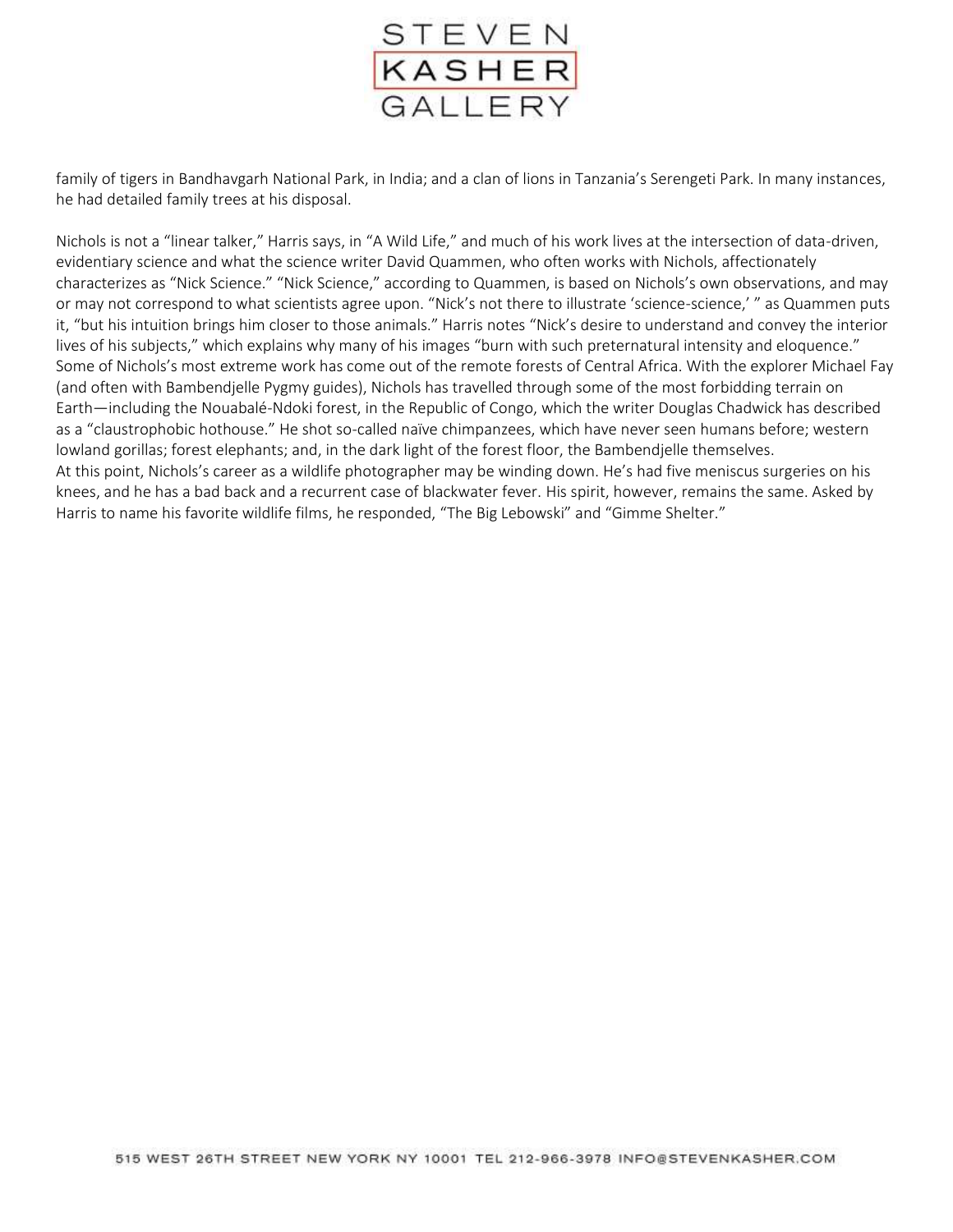family of tigers in Bandhavgarh National Park, in India; and a clan of lions in Tanzania's Serengeti Park. In many instances, he had detailed family trees at his disposal.

Nichols is not a "linear talker," Harris says, in "A Wild Life," and much of his work lives at the intersection of data-driven, evidentiary science and what the science writer David Quammen, who often works with Nichols, affectionately characterizes as "Nick Science." "Nick Science," according to Quammen, is based on Nichols's own observations, and may or may not correspond to what scientists agree upon. "Nick's not there to illustrate 'science-science,' " as Quammen puts it, "but his intuition brings him closer to those animals." Harris notes "Nick's desire to understand and convey the interior lives of his subjects," which explains why many of his images "burn with such preternatural intensity and eloquence." Some of Nichols's most extreme work has come out of the remote forests of Central Africa. With the explorer Michael Fay (and often with Bambendjelle Pygmy guides), Nichols has travelled through some of the most forbidding terrain on Earth—including the Nouabalé-Ndoki forest, in the Republic of Congo, which the writer Douglas Chadwick has described as a "claustrophobic hothouse." He shot so-called naïve chimpanzees, which have never seen humans before; western lowland gorillas; forest elephants; and, in the dark light of the forest floor, the Bambendjelle themselves.

At this point, Nichols's career as a wildlife photographer may be winding down. He's had five meniscus surgeries on his knees, and he has a bad back and a recurrent case of blackwater fever. His spirit, however, remains the same. Asked by Harris to name his favorite wildlife films, he responded, "The Big Lebowski" and "Gimme Shelter."